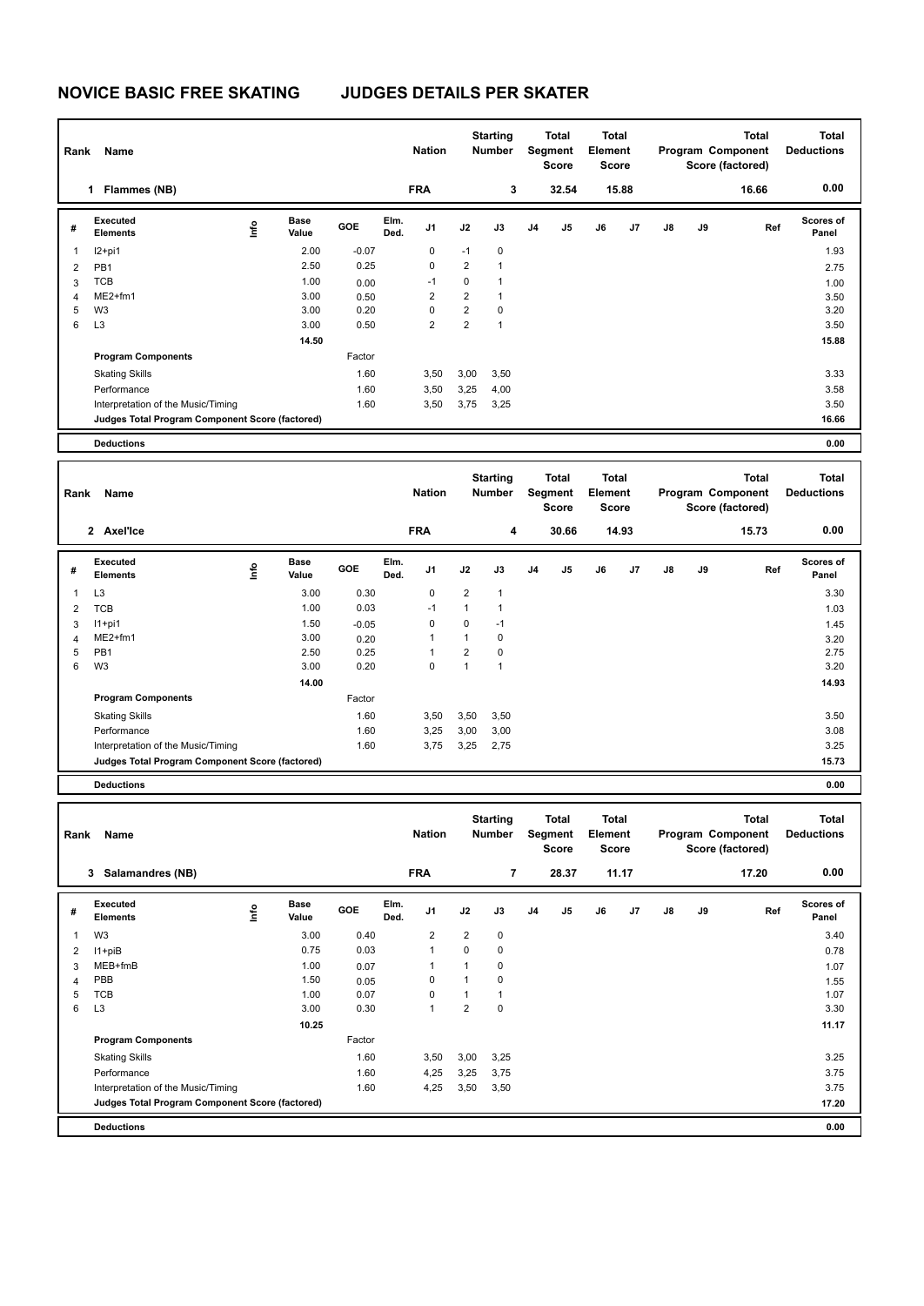# NOVICE BASIC FREE SKATING JUDGES DETAILS PER SKATER

| Rank | Name | Nation | Starting Number | Total Segment Score | Total Element Score | Total Program Component Score (factored) | Total Deductions |
|---|---|---|---|---|---|---|---|
| 1 | Flammes (NB) | FRA | 3 | 32.54 | 15.88 | 16.66 | 0.00 |

| # | Executed Elements | Info | Base Value | GOE | Elm. Ded. | J1 | J2 | J3 | J4 | J5 | J6 | J7 | J8 | J9 | Ref | Scores of Panel |
|---|---|---|---|---|---|---|---|---|---|---|---|---|---|---|---|---|
| 1 | I2+pi1 | | 2.00 | -0.07 | | 0 | -1 | 0 | | | | | | | | 1.93 |
| 2 | PB1 | | 2.50 | 0.25 | | 0 | 2 | 1 | | | | | | | | 2.75 |
| 3 | TCB | | 1.00 | 0.00 | | -1 | 0 | 1 | | | | | | | | 1.00 |
| 4 | ME2+fm1 | | 3.00 | 0.50 | | 2 | 2 | 1 | | | | | | | | 3.50 |
| 5 | W3 | | 3.00 | 0.20 | | 0 | 2 | 0 | | | | | | | | 3.20 |
| 6 | L3 | | 3.00 | 0.50 | | 2 | 2 | 1 | | | | | | | | 3.50 |
| | | | 14.50 | | | | | | | | | | | | | 15.88 |
| | **Program Components** | | | Factor | | | | | | | | | | | | |
| | Skating Skills | | | 1.60 | | 3,50 | 3,00 | 3,50 | | | | | | | | 3.33 |
| | Performance | | | 1.60 | | 3,50 | 3,25 | 4,00 | | | | | | | | 3.58 |
| | Interpretation of the Music/Timing | | | 1.60 | | 3,50 | 3,75 | 3,25 | | | | | | | | 3.50 |
| | **Judges Total Program Component Score (factored)** | | | | | | | | | | | | | | | 16.66 |
| | **Deductions** | | | | | | | | | | | | | | | 0.00 |

| Rank | Name | Nation | Starting Number | Total Segment Score | Total Element Score | Total Program Component Score (factored) | Total Deductions |
|---|---|---|---|---|---|---|---|
| 2 | Axel'Ice | FRA | 4 | 30.66 | 14.93 | 15.73 | 0.00 |

| # | Executed Elements | Info | Base Value | GOE | Elm. Ded. | J1 | J2 | J3 | J4 | J5 | J6 | J7 | J8 | J9 | Ref | Scores of Panel |
|---|---|---|---|---|---|---|---|---|---|---|---|---|---|---|---|---|
| 1 | L3 | | 3.00 | 0.30 | | 0 | 2 | 1 | | | | | | | | 3.30 |
| 2 | TCB | | 1.00 | 0.03 | | -1 | 1 | 1 | | | | | | | | 1.03 |
| 3 | I1+pi1 | | 1.50 | -0.05 | | 0 | 0 | -1 | | | | | | | | 1.45 |
| 4 | ME2+fm1 | | 3.00 | 0.20 | | 1 | 1 | 0 | | | | | | | | 3.20 |
| 5 | PB1 | | 2.50 | 0.25 | | 1 | 2 | 0 | | | | | | | | 2.75 |
| 6 | W3 | | 3.00 | 0.20 | | 0 | 1 | 1 | | | | | | | | 3.20 |
| | | | 14.00 | | | | | | | | | | | | | 14.93 |
| | **Program Components** | | | Factor | | | | | | | | | | | | |
| | Skating Skills | | | 1.60 | | 3,50 | 3,50 | 3,50 | | | | | | | | 3.50 |
| | Performance | | | 1.60 | | 3,25 | 3,00 | 3,00 | | | | | | | | 3.08 |
| | Interpretation of the Music/Timing | | | 1.60 | | 3,75 | 3,25 | 2,75 | | | | | | | | 3.25 |
| | **Judges Total Program Component Score (factored)** | | | | | | | | | | | | | | | 15.73 |
| | **Deductions** | | | | | | | | | | | | | | | 0.00 |

| Rank | Name | Nation | Starting Number | Total Segment Score | Total Element Score | Total Program Component Score (factored) | Total Deductions |
|---|---|---|---|---|---|---|---|
| 3 | Salamandres (NB) | FRA | 7 | 28.37 | 11.17 | 17.20 | 0.00 |

| # | Executed Elements | Info | Base Value | GOE | Elm. Ded. | J1 | J2 | J3 | J4 | J5 | J6 | J7 | J8 | J9 | Ref | Scores of Panel |
|---|---|---|---|---|---|---|---|---|---|---|---|---|---|---|---|---|
| 1 | W3 | | 3.00 | 0.40 | | 2 | 2 | 0 | | | | | | | | 3.40 |
| 2 | I1+piB | | 0.75 | 0.03 | | 1 | 0 | 0 | | | | | | | | 0.78 |
| 3 | MEB+fmB | | 1.00 | 0.07 | | 1 | 1 | 0 | | | | | | | | 1.07 |
| 4 | PBB | | 1.50 | 0.05 | | 0 | 1 | 0 | | | | | | | | 1.55 |
| 5 | TCB | | 1.00 | 0.07 | | 0 | 1 | 1 | | | | | | | | 1.07 |
| 6 | L3 | | 3.00 | 0.30 | | 1 | 2 | 0 | | | | | | | | 3.30 |
| | | | 10.25 | | | | | | | | | | | | | 11.17 |
| | **Program Components** | | | Factor | | | | | | | | | | | | |
| | Skating Skills | | | 1.60 | | 3,50 | 3,00 | 3,25 | | | | | | | | 3.25 |
| | Performance | | | 1.60 | | 4,25 | 3,25 | 3,75 | | | | | | | | 3.75 |
| | Interpretation of the Music/Timing | | | 1.60 | | 4,25 | 3,50 | 3,50 | | | | | | | | 3.75 |
| | **Judges Total Program Component Score (factored)** | | | | | | | | | | | | | | | 17.20 |
| | **Deductions** | | | | | | | | | | | | | | | 0.00 |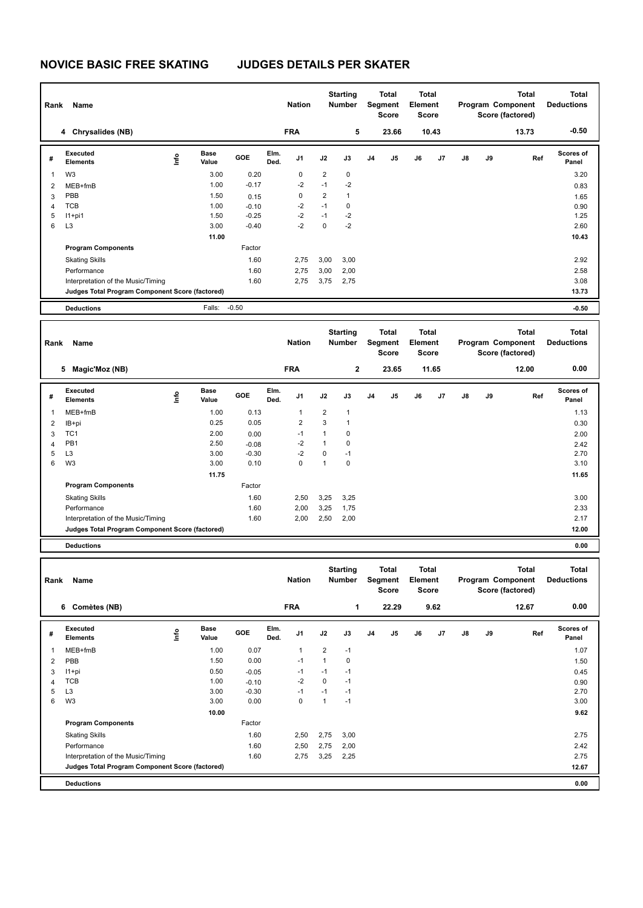# NOVICE BASIC FREE SKATING JUDGES DETAILS PER SKATER

| Rank | Name | Nation | Starting Number | Total Segment Score | Total Element Score | Total Program Component Score (factored) | Total Deductions |
|---|---|---|---|---|---|---|---|
| 4 | Chrysalides (NB) | FRA | 5 | 23.66 | 10.43 | 13.73 | -0.50 |

| # | Executed Elements | Info | Base Value | GOE | Elm. Ded. | J1 | J2 | J3 | J4 | J5 | J6 | J7 | J8 | J9 | Ref | Scores of Panel |
|---|---|---|---|---|---|---|---|---|---|---|---|---|---|---|---|---|
| 1 | W3 | | 3.00 | 0.20 | | 0 | 2 | 0 | | | | | | | | 3.20 |
| 2 | MEB+fmB | | 1.00 | -0.17 | | -2 | -1 | -2 | | | | | | | | 0.83 |
| 3 | PBB | | 1.50 | 0.15 | | 0 | 2 | 1 | | | | | | | | 1.65 |
| 4 | TCB | | 1.00 | -0.10 | | -2 | -1 | 0 | | | | | | | | 0.90 |
| 5 | I1+pi1 | | 1.50 | -0.25 | | -2 | -1 | -2 | | | | | | | | 1.25 |
| 6 | L3 | | 3.00 | -0.40 | | -2 | 0 | -2 | | | | | | | | 2.60 |
| | | | 11.00 | | | | | | | | | | | | | 10.43 |
| | **Program Components** | | | Factor | | | | | | | | | | | | |
| | Skating Skills | | | 1.60 | | 2,75 | 3,00 | 3,00 | | | | | | | | 2.92 |
| | Performance | | | 1.60 | | 2,75 | 3,00 | 2,00 | | | | | | | | 2.58 |
| | Interpretation of the Music/Timing | | | 1.60 | | 2,75 | 3,75 | 2,75 | | | | | | | | 3.08 |
| | **Judges Total Program Component Score (factored)** | | | | | | | | | | | | | | | 13.73 |
| | **Deductions** | | Falls: | -0.50 | | | | | | | | | | | | -0.50 |

| Rank | Name | Nation | Starting Number | Total Segment Score | Total Element Score | Total Program Component Score (factored) | Total Deductions |
|---|---|---|---|---|---|---|---|
| 5 | Magic'Moz (NB) | FRA | 2 | 23.65 | 11.65 | 12.00 | 0.00 |

| # | Executed Elements | Info | Base Value | GOE | Elm. Ded. | J1 | J2 | J3 | J4 | J5 | J6 | J7 | J8 | J9 | Ref | Scores of Panel |
|---|---|---|---|---|---|---|---|---|---|---|---|---|---|---|---|---|
| 1 | MEB+fmB | | 1.00 | 0.13 | | 1 | 2 | 1 | | | | | | | | 1.13 |
| 2 | IB+pi | | 0.25 | 0.05 | | 2 | 3 | 1 | | | | | | | | 0.30 |
| 3 | TC1 | | 2.00 | 0.00 | | -1 | 1 | 0 | | | | | | | | 2.00 |
| 4 | PB1 | | 2.50 | -0.08 | | -2 | 1 | 0 | | | | | | | | 2.42 |
| 5 | L3 | | 3.00 | -0.30 | | -2 | 0 | -1 | | | | | | | | 2.70 |
| 6 | W3 | | 3.00 | 0.10 | | 0 | 1 | 0 | | | | | | | | 3.10 |
| | | | 11.75 | | | | | | | | | | | | | 11.65 |
| | **Program Components** | | | Factor | | | | | | | | | | | | |
| | Skating Skills | | | 1.60 | | 2,50 | 3,25 | 3,25 | | | | | | | | 3.00 |
| | Performance | | | 1.60 | | 2,00 | 3,25 | 1,75 | | | | | | | | 2.33 |
| | Interpretation of the Music/Timing | | | 1.60 | | 2,00 | 2,50 | 2,00 | | | | | | | | 2.17 |
| | **Judges Total Program Component Score (factored)** | | | | | | | | | | | | | | | 12.00 |
| | **Deductions** | | | | | | | | | | | | | | | 0.00 |

| Rank | Name | Nation | Starting Number | Total Segment Score | Total Element Score | Total Program Component Score (factored) | Total Deductions |
|---|---|---|---|---|---|---|---|
| 6 | Comètes (NB) | FRA | 1 | 22.29 | 9.62 | 12.67 | 0.00 |

| # | Executed Elements | Info | Base Value | GOE | Elm. Ded. | J1 | J2 | J3 | J4 | J5 | J6 | J7 | J8 | J9 | Ref | Scores of Panel |
|---|---|---|---|---|---|---|---|---|---|---|---|---|---|---|---|---|
| 1 | MEB+fmB | | 1.00 | 0.07 | | 1 | 2 | -1 | | | | | | | | 1.07 |
| 2 | PBB | | 1.50 | 0.00 | | -1 | 1 | 0 | | | | | | | | 1.50 |
| 3 | I1+pi | | 0.50 | -0.05 | | -1 | -1 | -1 | | | | | | | | 0.45 |
| 4 | TCB | | 1.00 | -0.10 | | -2 | 0 | -1 | | | | | | | | 0.90 |
| 5 | L3 | | 3.00 | -0.30 | | -1 | -1 | -1 | | | | | | | | 2.70 |
| 6 | W3 | | 3.00 | 0.00 | | 0 | 1 | -1 | | | | | | | | 3.00 |
| | | | 10.00 | | | | | | | | | | | | | 9.62 |
| | **Program Components** | | | Factor | | | | | | | | | | | | |
| | Skating Skills | | | 1.60 | | 2,50 | 2,75 | 3,00 | | | | | | | | 2.75 |
| | Performance | | | 1.60 | | 2,50 | 2,75 | 2,00 | | | | | | | | 2.42 |
| | Interpretation of the Music/Timing | | | 1.60 | | 2,75 | 3,25 | 2,25 | | | | | | | | 2.75 |
| | **Judges Total Program Component Score (factored)** | | | | | | | | | | | | | | | 12.67 |
| | **Deductions** | | | | | | | | | | | | | | | 0.00 |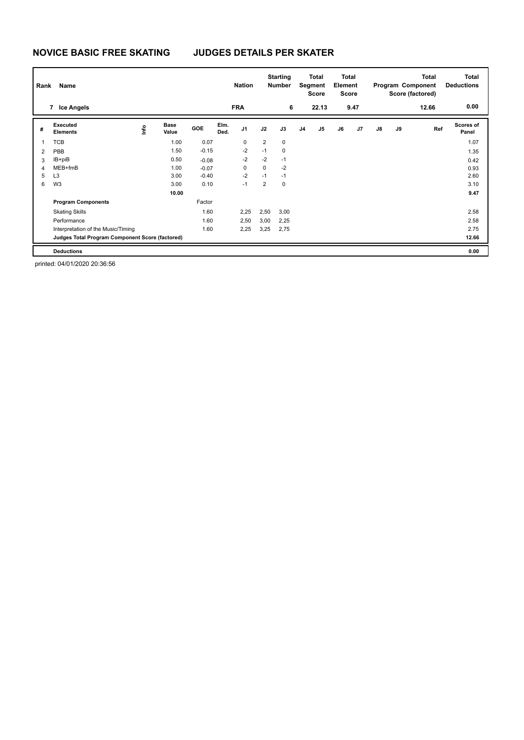## NOVICE BASIC FREE SKATING JUDGES DETAILS PER SKATER

| Rank | Name | | | | Nation | | Starting Number | | Total Segment Score | | Total Element Score | | Program Component Score (factored) | | Total | Total Deductions |
|---|---|---|---|---|---|---|---|---|---|---|---|---|---|---|---|---|
| 7 | Ice Angels | | | | FRA | | 6 | | 22.13 | | 9.47 | | | | 12.66 | 0.00 |

| # | Executed Elements | Info | Base Value | GOE | Elm. Ded. | J1 | J2 | J3 | J4 | J5 | J6 | J7 | J8 | J9 | Ref | Scores of Panel |
|---|---|---|---|---|---|---|---|---|---|---|---|---|---|---|---|---|
| 1 | TCB | | 1.00 | 0.07 | | 0 | 2 | 0 | | | | | | | | 1.07 |
| 2 | PBB | | 1.50 | -0.15 | | -2 | -1 | 0 | | | | | | | | 1.35 |
| 3 | IB+piB | | 0.50 | -0.08 | | -2 | -2 | -1 | | | | | | | | 0.42 |
| 4 | MEB+fmB | | 1.00 | -0.07 | | 0 | 0 | -2 | | | | | | | | 0.93 |
| 5 | L3 | | 3.00 | -0.40 | | -2 | -1 | -1 | | | | | | | | 2.60 |
| 6 | W3 | | 3.00 | 0.10 | | -1 | 2 | 0 | | | | | | | | 3.10 |
| | | | 10.00 | | | | | | | | | | | | | 9.47 |
| | **Program Components** | | | Factor | | | | | | | | | | | | |
| | Skating Skills | | | 1.60 | | 2,25 | 2,50 | 3,00 | | | | | | | | 2.58 |
| | Performance | | | 1.60 | | 2,50 | 3,00 | 2,25 | | | | | | | | 2.58 |
| | Interpretation of the Music/Timing | | | 1.60 | | 2,25 | 3,25 | 2,75 | | | | | | | | 2.75 |
| | **Judges Total Program Component Score (factored)** | | | | | | | | | | | | | | | 12.66 |
| | **Deductions** | | | | | | | | | | | | | | | 0.00 |

printed: 04/01/2020 20:36:56